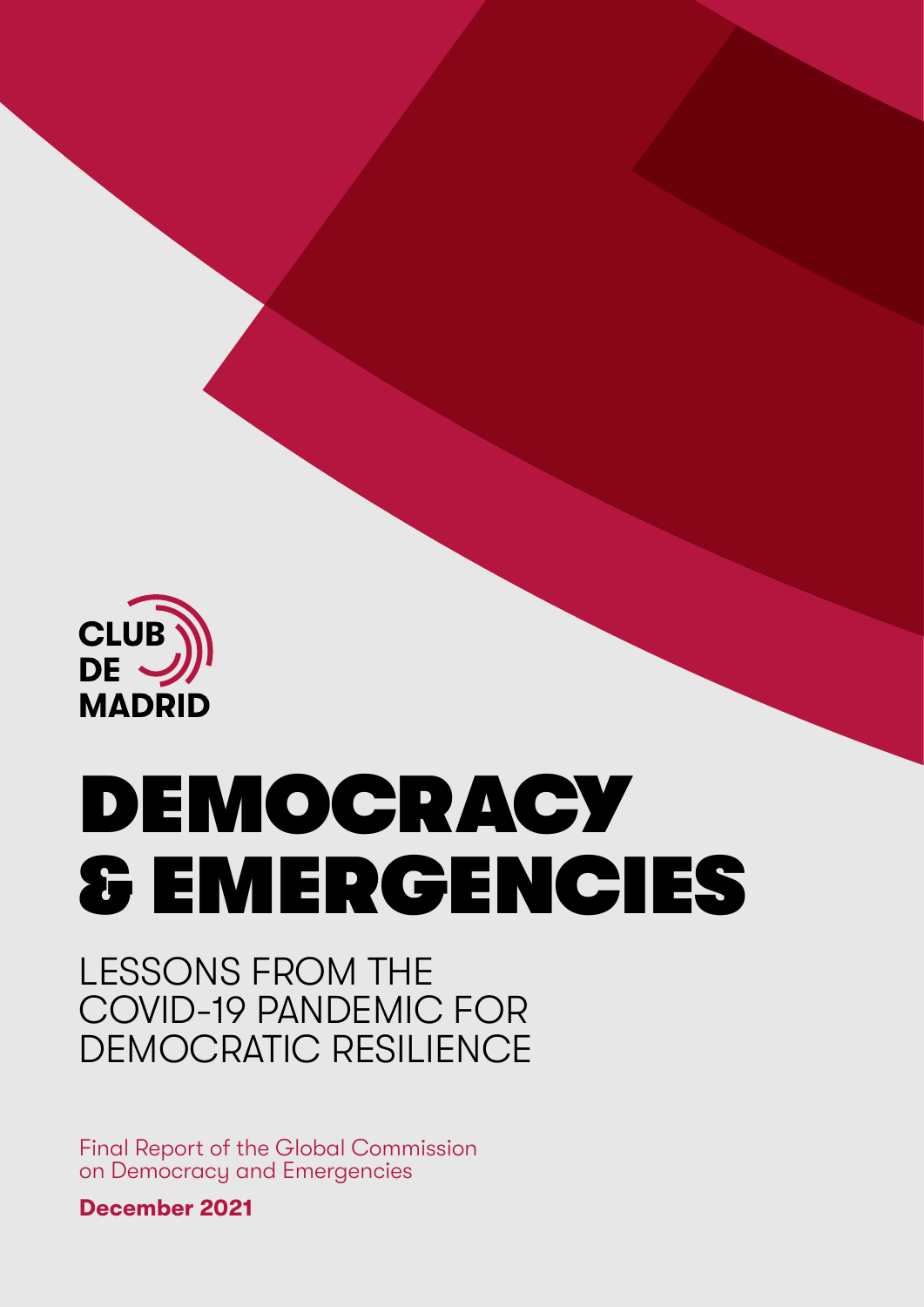CLUB DE MADRID

# DEMOCRACY & EMERGENCIES

## LESSONS FROM THE COVID-19 PANDEMIC FOR DEMOCRATIC RESILIENCE

Final Report of the Global Commission on Democracy and Emergencies

**December 2021**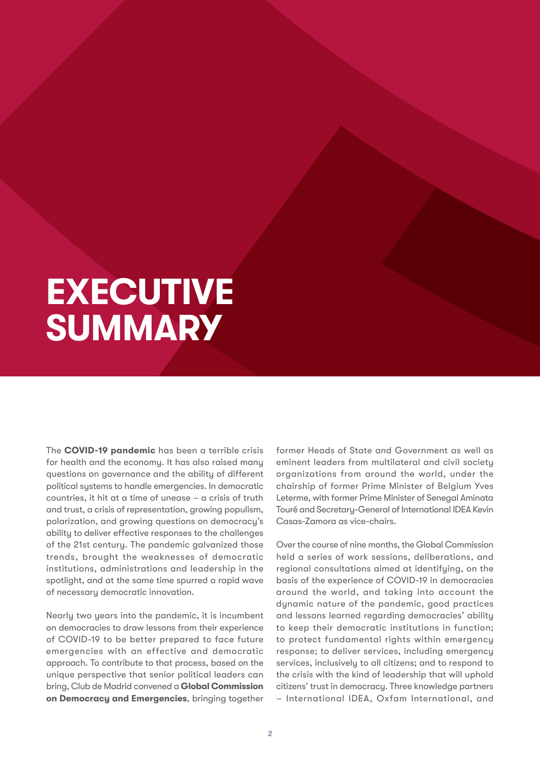# EXECUTIVE SUMMARY

The **COVID-19 pandemic** has been a terrible crisis for health and the economy. It has also raised many questions on governance and the ability of different political systems to handle emergencies. In democratic countries, it hit at a time of unease – a crisis of truth and trust, a crisis of representation, growing populism, polarization, and growing questions on democracy's ability to deliver effective responses to the challenges of the 21st century. The pandemic galvanized those trends, brought the weaknesses of democratic institutions, administrations and leadership in the spotlight, and at the same time spurred a rapid wave of necessary democratic innovation.

Nearly two years into the pandemic, it is incumbent on democracies to draw lessons from their experience of COVID-19 to be better prepared to face future emergencies with an effective and democratic approach. To contribute to that process, based on the unique perspective that senior political leaders can bring, Club de Madrid convened a **Global Commission on Democracy and Emergencies**, bringing together former Heads of State and Government as well as eminent leaders from multilateral and civil society organizations from around the world, under the chairship of former Prime Minister of Belgium Yves Leterme, with former Prime Minister of Senegal Aminata Touré and Secretary-General of International IDEA Kevin Casas-Zamora as vice-chairs.

Over the course of nine months, the Global Commission held a series of work sessions, deliberations, and regional consultations aimed at identifying, on the basis of the experience of COVID-19 in democracies around the world, and taking into account the dynamic nature of the pandemic, good practices and lessons learned regarding democracies' ability to keep their democratic institutions in function; to protect fundamental rights within emergency response; to deliver services, including emergency services, inclusively to all citizens; and to respond to the crisis with the kind of leadership that will uphold citizens' trust in democracy. Three knowledge partners – International IDEA, Oxfam International, and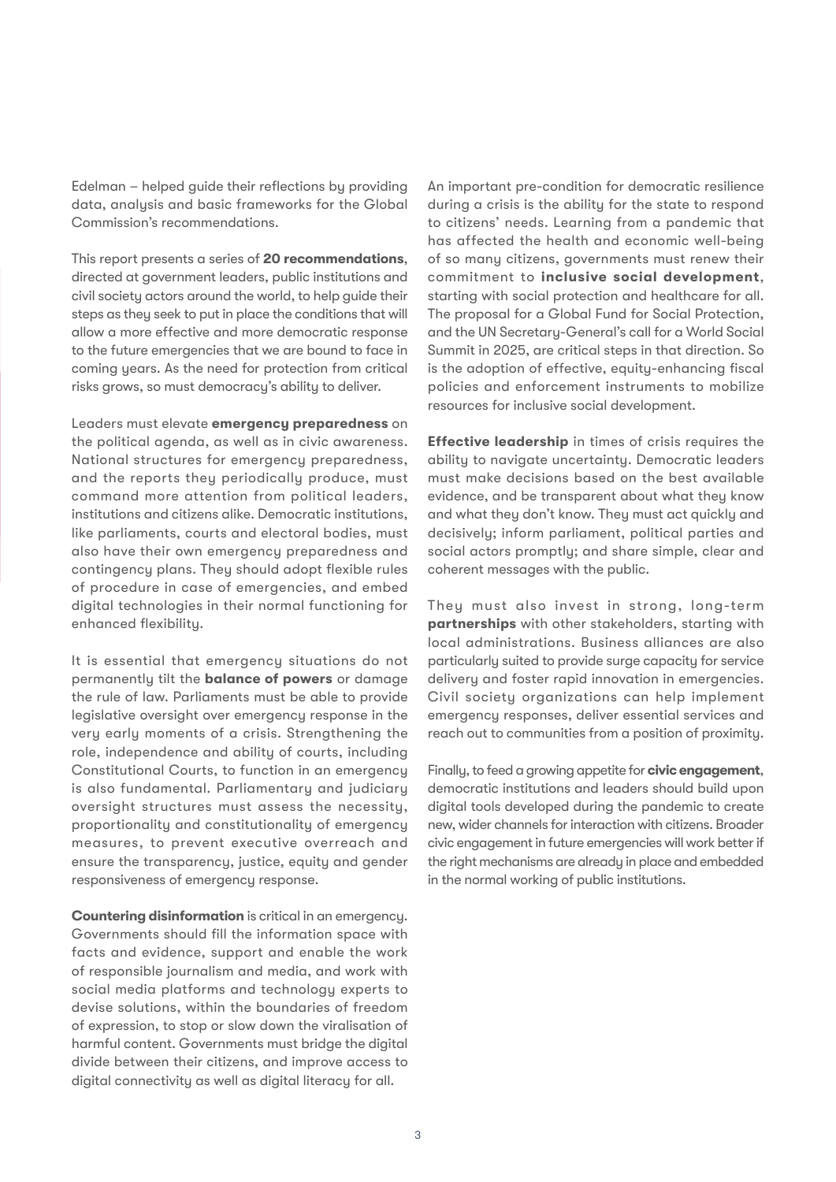Edelman – helped guide their reflections by providing data, analysis and basic frameworks for the Global Commission's recommendations.

This report presents a series of **20 recommendations**, directed at government leaders, public institutions and civil society actors around the world, to help guide their steps as they seek to put in place the conditions that will allow a more effective and more democratic response to the future emergencies that we are bound to face in coming years. As the need for protection from critical risks grows, so must democracy's ability to deliver.

Leaders must elevate **emergency preparedness** on the political agenda, as well as in civic awareness. National structures for emergency preparedness, and the reports they periodically produce, must command more attention from political leaders, institutions and citizens alike. Democratic institutions, like parliaments, courts and electoral bodies, must also have their own emergency preparedness and contingency plans. They should adopt flexible rules of procedure in case of emergencies, and embed digital technologies in their normal functioning for enhanced flexibility.

It is essential that emergency situations do not permanently tilt the **balance of powers** or damage the rule of law. Parliaments must be able to provide legislative oversight over emergency response in the very early moments of a crisis. Strengthening the role, independence and ability of courts, including Constitutional Courts, to function in an emergency is also fundamental. Parliamentary and judiciary oversight structures must assess the necessity, proportionality and constitutionality of emergency measures, to prevent executive overreach and ensure the transparency, justice, equity and gender responsiveness of emergency response.

**Countering disinformation** is critical in an emergency. Governments should fill the information space with facts and evidence, support and enable the work of responsible journalism and media, and work with social media platforms and technology experts to devise solutions, within the boundaries of freedom of expression, to stop or slow down the viralisation of harmful content. Governments must bridge the digital divide between their citizens, and improve access to digital connectivity as well as digital literacy for all.

An important pre-condition for democratic resilience during a crisis is the ability for the state to respond to citizens' needs. Learning from a pandemic that has affected the health and economic well-being of so many citizens, governments must renew their commitment to **inclusive social development**, starting with social protection and healthcare for all. The proposal for a Global Fund for Social Protection, and the UN Secretary-General's call for a World Social Summit in 2025, are critical steps in that direction. So is the adoption of effective, equity-enhancing fiscal policies and enforcement instruments to mobilize resources for inclusive social development.

**Effective leadership** in times of crisis requires the ability to navigate uncertainty. Democratic leaders must make decisions based on the best available evidence, and be transparent about what they know and what they don't know. They must act quickly and decisively; inform parliament, political parties and social actors promptly; and share simple, clear and coherent messages with the public.

They must also invest in strong, long-term **partnerships** with other stakeholders, starting with local administrations. Business alliances are also particularly suited to provide surge capacity for service delivery and foster rapid innovation in emergencies. Civil society organizations can help implement emergency responses, deliver essential services and reach out to communities from a position of proximity.

Finally, to feed a growing appetite for **civic engagement**, democratic institutions and leaders should build upon digital tools developed during the pandemic to create new, wider channels for interaction with citizens. Broader civic engagement in future emergencies will work better if the right mechanisms are already in place and embedded in the normal working of public institutions.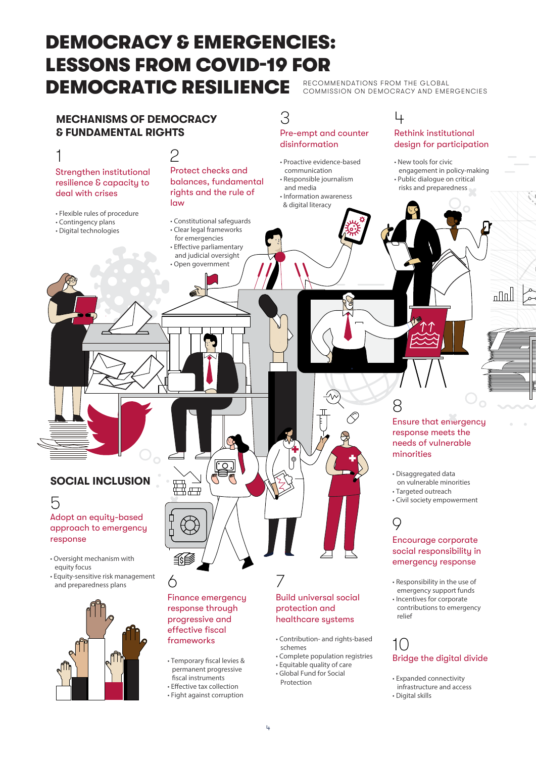# DEMOCRACY & EMERGENCIES: LESSONS FROM COVID-19 FOR DEMOCRATIC RESILIENCE

RECOMMENDATIONS FROM THE GLOBAL COMMISSION ON DEMOCRACY AND EMERGENCIES

## MECHANISMS OF DEMOCRACY & FUNDAMENTAL RIGHTS

### 1 Strengthen institutional resilience & capacity to deal with crises

- Flexible rules of procedure
- Contingency plans
- Digital technologies

### 2 Protect checks and balances, fundamental rights and the rule of law

- Constitutional safeguards
- Clear legal frameworks for emergencies
- Effective parliamentary and judicial oversight
- Open government

### 3 Pre-empt and counter disinformation

- Proactive evidence-based communication
- Responsible journalism and media
- Information awareness & digital literacy

### 4 Rethink institutional design for participation

- New tools for civic engagement in policy-making
- Public dialogue on critical risks and preparedness

## SOCIAL INCLUSION

### 5 Adopt an equity-based approach to emergency response

- Oversight mechanism with equity focus
- Equity-sensitive risk management and preparedness plans

### 6 Finance emergency response through progressive and effective fiscal frameworks

- Temporary fiscal levies & permanent progressive fiscal instruments
- Effective tax collection
- Fight against corruption

### 7 Build universal social protection and healthcare systems

- Contribution- and rights-based schemes
- Complete population registries
- Equitable quality of care
- Global Fund for Social Protection

### 8 Ensure that emergency response meets the needs of vulnerable minorities

- Disaggregated data on vulnerable minorities
- Targeted outreach
- Civil society empowerment

### 9 Encourage corporate social responsibility in emergency response

- Responsibility in the use of emergency support funds
- Incentives for corporate contributions to emergency relief

### 10 Bridge the digital divide

- Expanded connectivity infrastructure and access
- Digital skills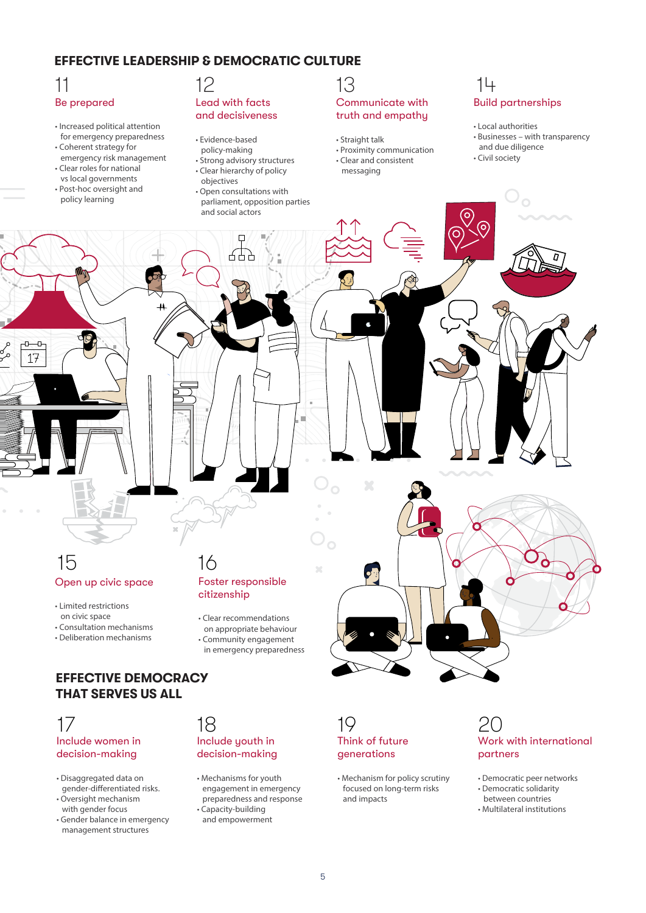## EFFECTIVE LEADERSHIP & DEMOCRATIC CULTURE

### 11
### Be prepared

- Increased political attention for emergency preparedness
- Coherent strategy for emergency risk management
- Clear roles for national vs local governments
- Post-hoc oversight and policy learning

### 12
### Lead with facts and decisiveness

- Evidence-based policy-making
- Strong advisory structures
- Clear hierarchy of policy objectives
- Open consultations with parliament, opposition parties and social actors

### 13
### Communicate with truth and empathy

- Straight talk
- Proximity communication
- Clear and consistent messaging

### 14
### Build partnerships

- Local authorities
- Businesses – with transparency and due diligence
- Civil society

### 15
### Open up civic space

- Limited restrictions on civic space
- Consultation mechanisms
- Deliberation mechanisms

### 16
### Foster responsible citizenship

- Clear recommendations on appropriate behaviour
- Community engagement in emergency preparedness

## EFFECTIVE DEMOCRACY THAT SERVES US ALL

### 17
### Include women in decision-making

- Disaggregated data on gender-differentiated risks.
- Oversight mechanism with gender focus
- Gender balance in emergency management structures

### 18
### Include youth in decision-making

- Mechanisms for youth engagement in emergency preparedness and response
- Capacity-building and empowerment

### 19
### Think of future generations

- Mechanism for policy scrutiny focused on long-term risks and impacts

### 20
### Work with international partners

- Democratic peer networks
- Democratic solidarity between countries
- Multilateral institutions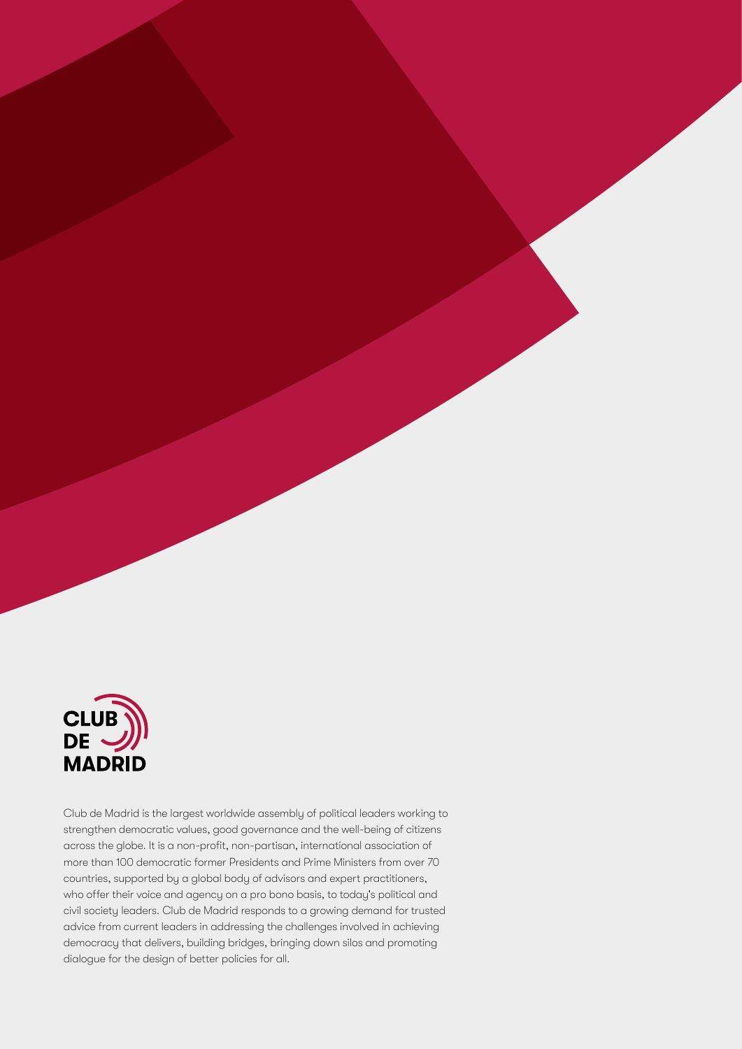**CLUB DE MADRID**

Club de Madrid is the largest worldwide assembly of political leaders working to strengthen democratic values, good governance and the well-being of citizens across the globe. It is a non-profit, non-partisan, international association of more than 100 democratic former Presidents and Prime Ministers from over 70 countries, supported by a global body of advisors and expert practitioners, who offer their voice and agency on a pro bono basis, to today's political and civil society leaders. Club de Madrid responds to a growing demand for trusted advice from current leaders in addressing the challenges involved in achieving democracy that delivers, building bridges, bringing down silos and promoting dialogue for the design of better policies for all.